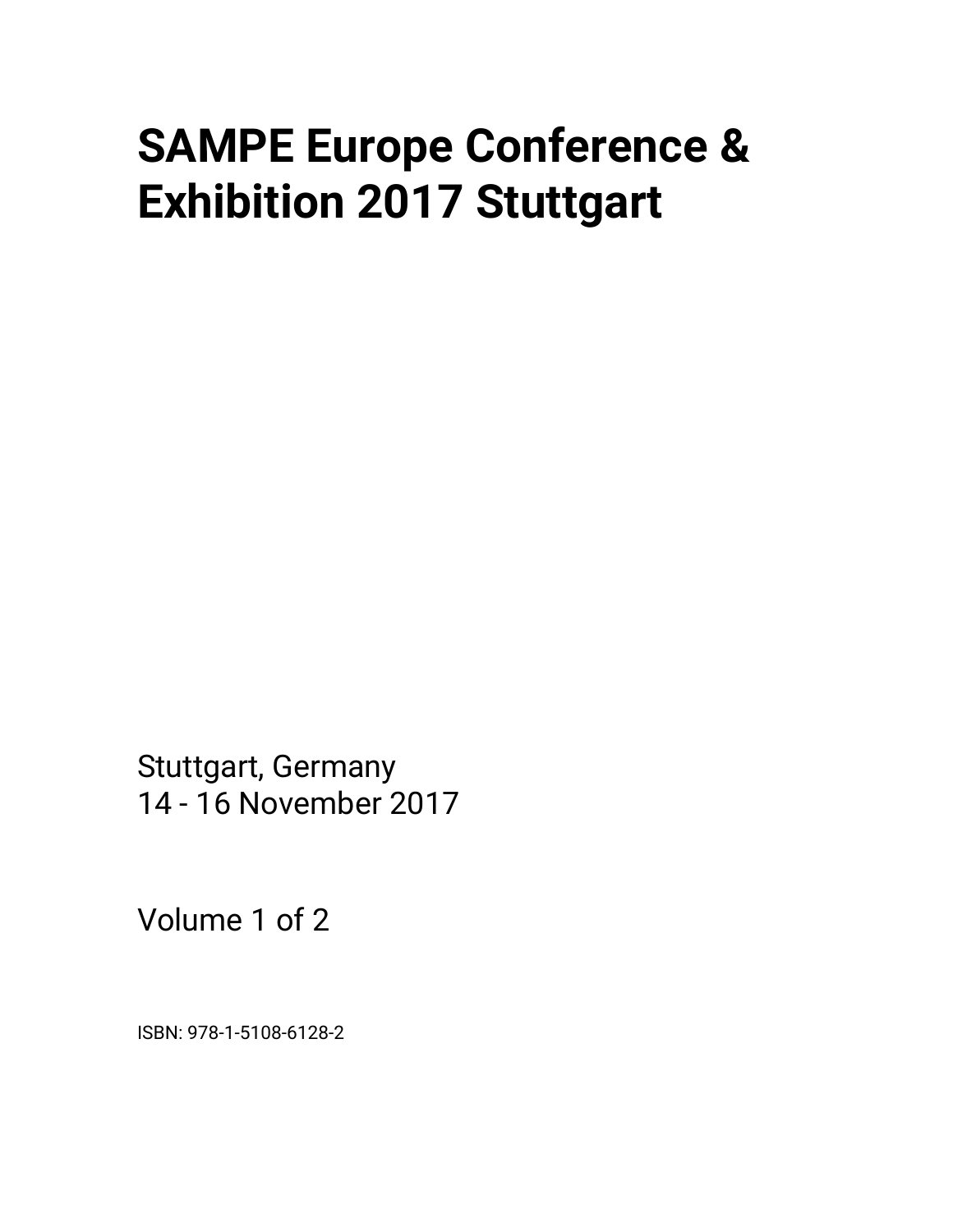# SAMPE Europe Conference & Exhibition 2017 Stuttgart

Stuttgart, Germany
14 - 16 November 2017

Volume 1 of 2

ISBN: 978-1-5108-6128-2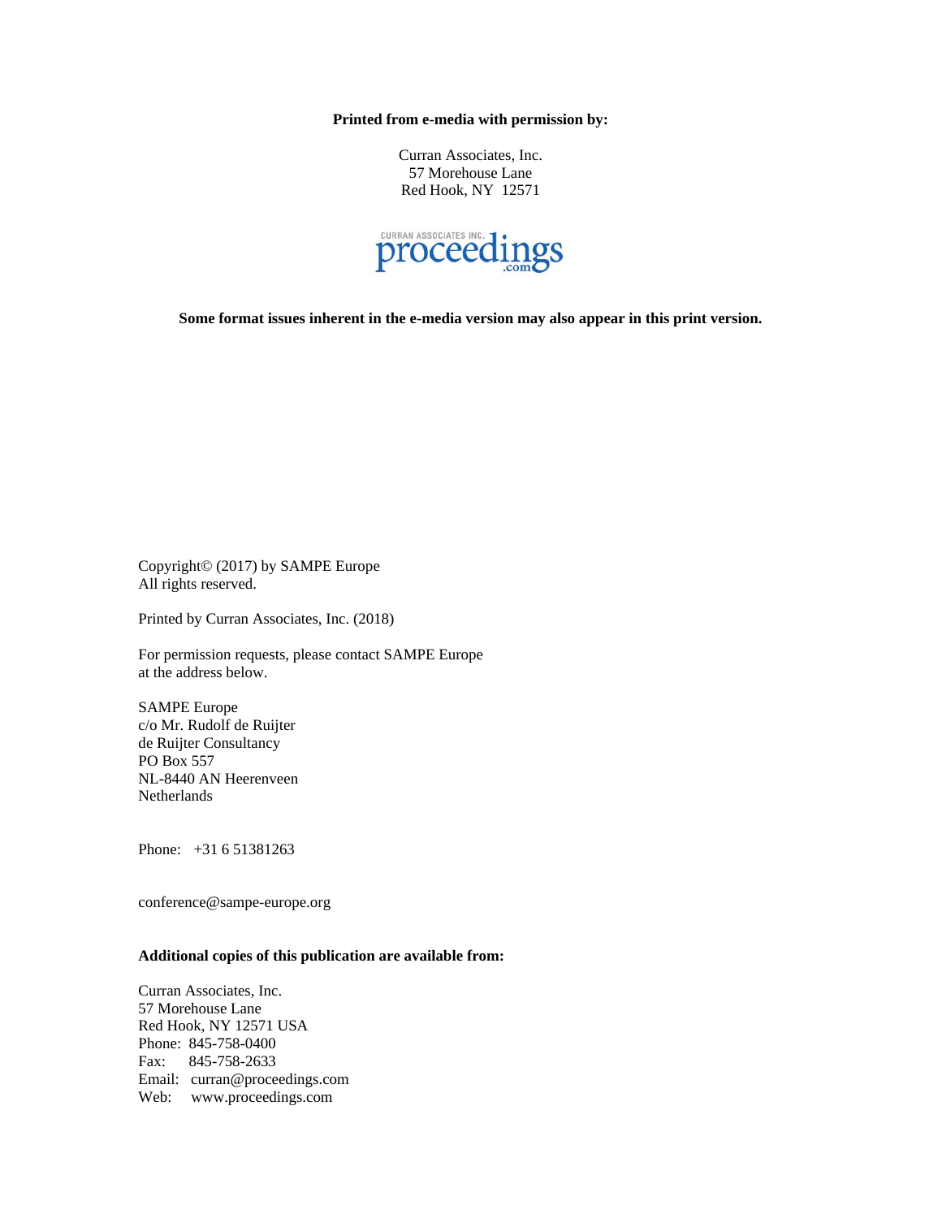**Printed from e-media with permission by:**

Curran Associates, Inc.
57 Morehouse Lane
Red Hook, NY 12571

CURRAN ASSOCIATES INC. proceedings.com

**Some format issues inherent in the e-media version may also appear in this print version.**

Copyright© (2017) by SAMPE Europe
All rights reserved.

Printed by Curran Associates, Inc. (2018)

For permission requests, please contact SAMPE Europe
at the address below.

SAMPE Europe
c/o Mr. Rudolf de Ruijter
de Ruijter Consultancy
PO Box 557
NL-8440 AN Heerenveen
Netherlands

Phone: +31 6 51381263

conference@sampe-europe.org

**Additional copies of this publication are available from:**

Curran Associates, Inc.
57 Morehouse Lane
Red Hook, NY 12571 USA
Phone: 845-758-0400
Fax: 845-758-2633
Email: curran@proceedings.com
Web: www.proceedings.com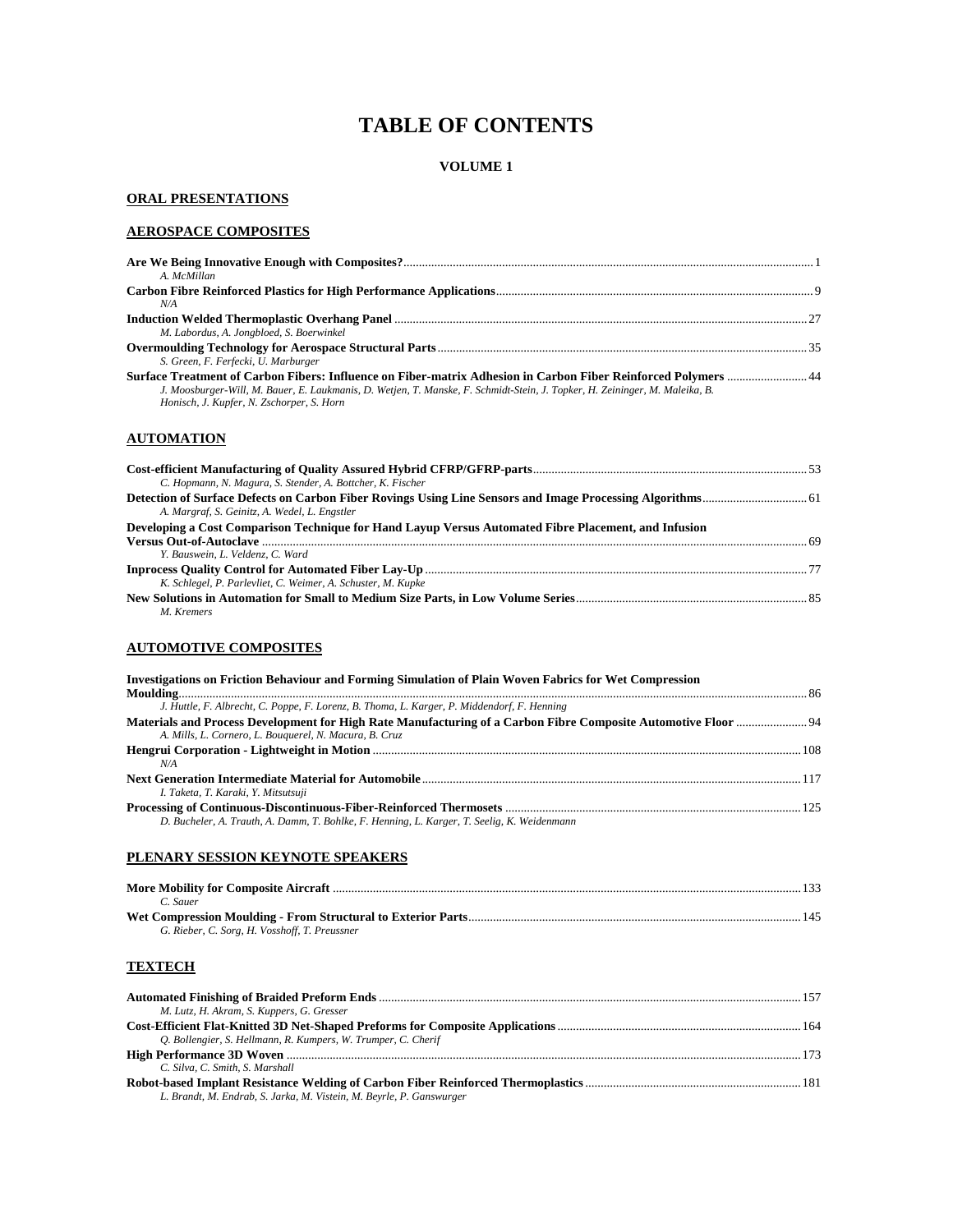# TABLE OF CONTENTS

## VOLUME 1

### ORAL PRESENTATIONS

### AEROSPACE COMPOSITES

**Are We Being Innovative Enough with Composites?** ........ 1
*A. McMillan*

**Carbon Fibre Reinforced Plastics for High Performance Applications** ........ 9
*N/A*

**Induction Welded Thermoplastic Overhang Panel** ........ 27
*M. Labordus, A. Jongbloed, S. Boerwinkel*

**Overmoulding Technology for Aerospace Structural Parts** ........ 35
*S. Green, F. Ferfecki, U. Marburger*

**Surface Treatment of Carbon Fibers: Influence on Fiber-matrix Adhesion in Carbon Fiber Reinforced Polymers** ........ 44
*J. Moosburger-Will, M. Bauer, E. Laukmanis, D. Wetjen, T. Manske, F. Schmidt-Stein, J. Topker, H. Zeininger, M. Maleika, B. Honisch, J. Kupfer, N. Zschorper, S. Horn*

### AUTOMATION

**Cost-efficient Manufacturing of Quality Assured Hybrid CFRP/GFRP-parts** ........ 53
*C. Hopmann, N. Magura, S. Stender, A. Bottcher, K. Fischer*

**Detection of Surface Defects on Carbon Fiber Rovings Using Line Sensors and Image Processing Algorithms** ........ 61
*A. Margraf, S. Geinitz, A. Wedel, L. Engstler*

**Developing a Cost Comparison Technique for Hand Layup Versus Automated Fibre Placement, and Infusion Versus Out-of-Autoclave** ........ 69
*Y. Bauswein, L. Veldenz, C. Ward*

**Inprocess Quality Control for Automated Fiber Lay-Up** ........ 77
*K. Schlegel, P. Parlevliet, C. Weimer, A. Schuster, M. Kupke*

**New Solutions in Automation for Small to Medium Size Parts, in Low Volume Series** ........ 85
*M. Kremers*

### AUTOMOTIVE COMPOSITES

**Investigations on Friction Behaviour and Forming Simulation of Plain Woven Fabrics for Wet Compression Moulding** ........ 86
*J. Huttle, F. Albrecht, C. Poppe, F. Lorenz, B. Thoma, L. Karger, P. Middendorf, F. Henning*

**Materials and Process Development for High Rate Manufacturing of a Carbon Fibre Composite Automotive Floor** ........ 94
*A. Mills, L. Cornero, L. Bouquerel, N. Macura, B. Cruz*

**Hengrui Corporation - Lightweight in Motion** ........ 108
*N/A*

**Next Generation Intermediate Material for Automobile** ........ 117
*I. Taketa, T. Karaki, Y. Mitsutsuji*

**Processing of Continuous-Discontinuous-Fiber-Reinforced Thermosets** ........ 125
*D. Bucheler, A. Trauth, A. Damm, T. Bohlke, F. Henning, L. Karger, T. Seelig, K. Weidenmann*

### PLENARY SESSION KEYNOTE SPEAKERS

**More Mobility for Composite Aircraft** ........ 133
*C. Sauer*

**Wet Compression Moulding - From Structural to Exterior Parts** ........ 145
*G. Rieber, C. Sorg, H. Vosshoff, T. Preussner*

### TEXTECH

**Automated Finishing of Braided Preform Ends** ........ 157
*M. Lutz, H. Akram, S. Kuppers, G. Gresser*

**Cost-Efficient Flat-Knitted 3D Net-Shaped Preforms for Composite Applications** ........ 164
*Q. Bollengier, S. Hellmann, R. Kumpers, W. Trumper, C. Cherif*

**High Performance 3D Woven** ........ 173
*C. Silva, C. Smith, S. Marshall*

**Robot-based Implant Resistance Welding of Carbon Fiber Reinforced Thermoplastics** ........ 181
*L. Brandt, M. Endrab, S. Jarka, M. Vistein, M. Beyrle, P. Ganswurger*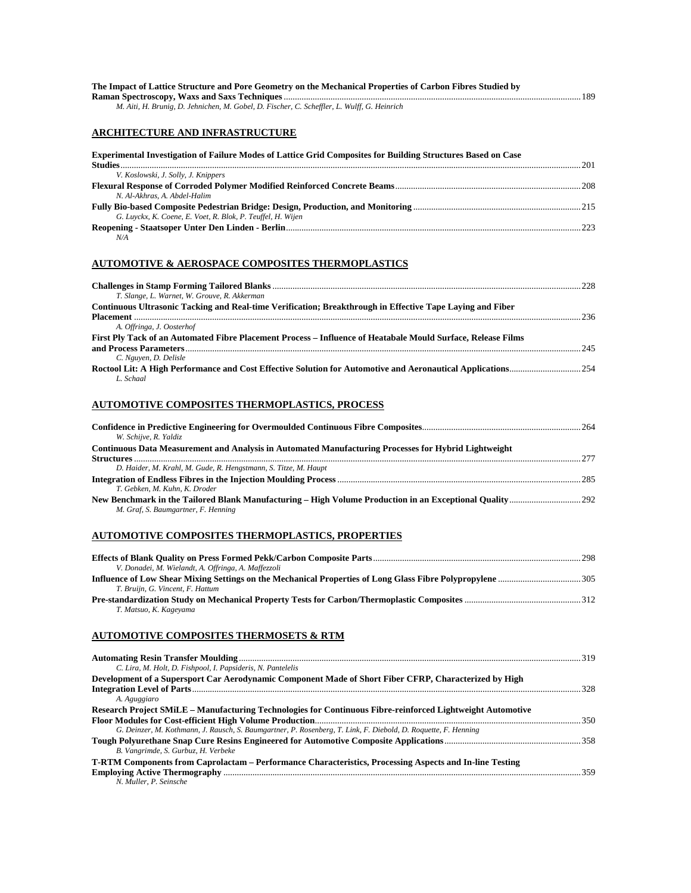**The Impact of Lattice Structure and Pore Geometry on the Mechanical Properties of Carbon Fibres Studied by Raman Spectroscopy, Waxs and Saxs Techniques** ... 189
*M. Aiti, H. Brunig, D. Jehnichen, M. Gobel, D. Fischer, C. Scheffler, L. Wulff, G. Heinrich*

## ARCHITECTURE AND INFRASTRUCTURE

**Experimental Investigation of Failure Modes of Lattice Grid Composites for Building Structures Based on Case Studies** ... 201
*V. Koslowski, J. Solly, J. Knippers*

**Flexural Response of Corroded Polymer Modified Reinforced Concrete Beams** ... 208
*N. Al-Akhras, A. Abdel-Halim*

**Fully Bio-based Composite Pedestrian Bridge: Design, Production, and Monitoring** ... 215
*G. Luyckx, K. Coene, E. Voet, R. Blok, P. Teuffel, H. Wijen*

**Reopening - Staatsoper Unter Den Linden - Berlin** ... 223
*N/A*

## AUTOMOTIVE & AEROSPACE COMPOSITES THERMOPLASTICS

**Challenges in Stamp Forming Tailored Blanks** ... 228
*T. Slange, L. Warnet, W. Grouve, R. Akkerman*

**Continuous Ultrasonic Tacking and Real-time Verification; Breakthrough in Effective Tape Laying and Fiber Placement** ... 236
*A. Offringa, J. Oosterhof*

**First Ply Tack of an Automated Fibre Placement Process – Influence of Heatabale Mould Surface, Release Films and Process Parameters** ... 245
*C. Nguyen, D. Delisle*

**Roctool Lit: A High Performance and Cost Effective Solution for Automotive and Aeronautical Applications** ... 254
*L. Schaal*

## AUTOMOTIVE COMPOSITES THERMOPLASTICS, PROCESS

**Confidence in Predictive Engineering for Overmoulded Continuous Fibre Composites** ... 264
*W. Schijve, R. Yaldiz*

**Continuous Data Measurement and Analysis in Automated Manufacturing Processes for Hybrid Lightweight Structures** ... 277
*D. Haider, M. Krahl, M. Gude, R. Hengstmann, S. Titze, M. Haupt*

**Integration of Endless Fibres in the Injection Moulding Process** ... 285
*T. Gebken, M. Kuhn, K. Droder*

**New Benchmark in the Tailored Blank Manufacturing – High Volume Production in an Exceptional Quality** ... 292
*M. Graf, S. Baumgartner, F. Henning*

## AUTOMOTIVE COMPOSITES THERMOPLASTICS, PROPERTIES

**Effects of Blank Quality on Press Formed Pekk/Carbon Composite Parts** ... 298
*V. Donadei, M. Wielandt, A. Offringa, A. Maffezzoli*

**Influence of Low Shear Mixing Settings on the Mechanical Properties of Long Glass Fibre Polypropylene** ... 305
*T. Bruijn, G. Vincent, F. Hattum*

**Pre-standardization Study on Mechanical Property Tests for Carbon/Thermoplastic Composites** ... 312
*T. Matsuo, K. Kageyama*

## AUTOMOTIVE COMPOSITES THERMOSETS & RTM

**Automating Resin Transfer Moulding** ... 319
*C. Lira, M. Holt, D. Fishpool, I. Papsideris, N. Pantelelis*

**Development of a Supersport Car Aerodynamic Component Made of Short Fiber CFRP, Characterized by High Integration Level of Parts** ... 328
*A. Aguggiaro*

**Research Project SMiLE – Manufacturing Technologies for Continuous Fibre-reinforced Lightweight Automotive Floor Modules for Cost-efficient High Volume Production** ... 350
*G. Deinzer, M. Kothmann, J. Rausch, S. Baumgartner, P. Rosenberg, T. Link, F. Diebold, D. Roquette, F. Henning*

**Tough Polyurethane Snap Cure Resins Engineered for Automotive Composite Applications** ... 358
*B. Vangrimde, S. Gurbuz, H. Verbeke*

**T-RTM Components from Caprolactam – Performance Characteristics, Processing Aspects and In-line Testing Employing Active Thermography** ... 359
*N. Muller, P. Seinsche*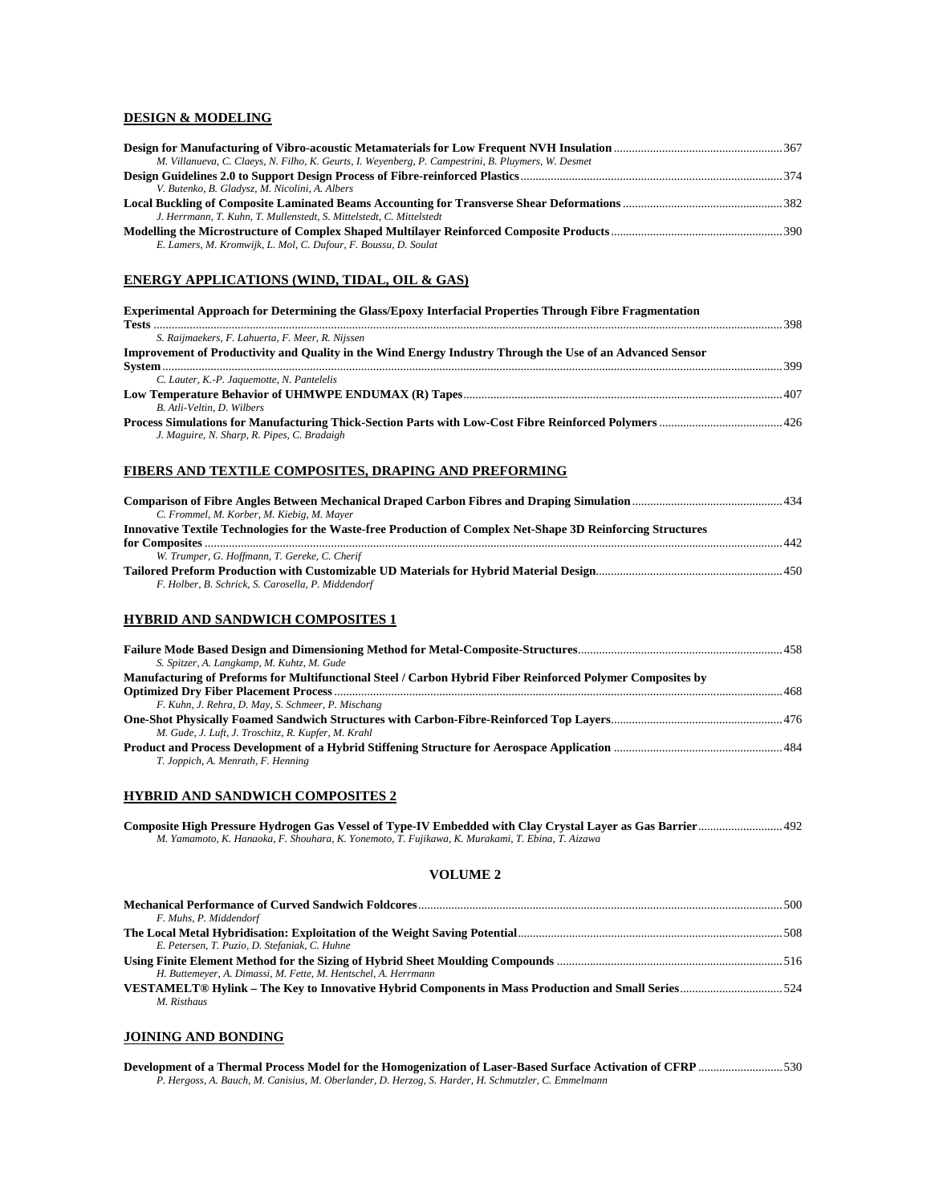## DESIGN & MODELING

**Design for Manufacturing of Vibro-acoustic Metamaterials for Low Frequent NVH Insulation** ........ 367
*M. Villanueva, C. Claeys, N. Filho, K. Geurts, I. Weyenberg, P. Campestrini, B. Pluymers, W. Desmet*

**Design Guidelines 2.0 to Support Design Process of Fibre-reinforced Plastics** ........ 374
*V. Butenko, B. Gladysz, M. Nicolini, A. Albers*

**Local Buckling of Composite Laminated Beams Accounting for Transverse Shear Deformations** ........ 382
*J. Herrmann, T. Kuhn, T. Mullenstedt, S. Mittelstedt, C. Mittelstedt*

**Modelling the Microstructure of Complex Shaped Multilayer Reinforced Composite Products** ........ 390
*E. Lamers, M. Kromwijk, L. Mol, C. Dufour, F. Boussu, D. Soulat*

## ENERGY APPLICATIONS (WIND, TIDAL, OIL & GAS)

**Experimental Approach for Determining the Glass/Epoxy Interfacial Properties Through Fibre Fragmentation Tests** ........ 398
*S. Raijmaekers, F. Lahuerta, F. Meer, R. Nijssen*

**Improvement of Productivity and Quality in the Wind Energy Industry Through the Use of an Advanced Sensor System** ........ 399
*C. Lauter, K.-P. Jaquemotte, N. Pantelelis*

**Low Temperature Behavior of UHMWPE ENDUMAX (R) Tapes** ........ 407
*B. Atli-Veltin, D. Wilbers*

**Process Simulations for Manufacturing Thick-Section Parts with Low-Cost Fibre Reinforced Polymers** ........ 426
*J. Maguire, N. Sharp, R. Pipes, C. Bradaigh*

## FIBERS AND TEXTILE COMPOSITES, DRAPING AND PREFORMING

**Comparison of Fibre Angles Between Mechanical Draped Carbon Fibres and Draping Simulation** ........ 434
*C. Frommel, M. Korber, M. Kiebig, M. Mayer*

**Innovative Textile Technologies for the Waste-free Production of Complex Net-Shape 3D Reinforcing Structures for Composites** ........ 442
*W. Trumper, G. Hoffmann, T. Gereke, C. Cherif*

**Tailored Preform Production with Customizable UD Materials for Hybrid Material Design** ........ 450
*F. Holber, B. Schrick, S. Carosella, P. Middendorf*

## HYBRID AND SANDWICH COMPOSITES 1

**Failure Mode Based Design and Dimensioning Method for Metal-Composite-Structures** ........ 458
*S. Spitzer, A. Langkamp, M. Kuhtz, M. Gude*

**Manufacturing of Preforms for Multifunctional Steel / Carbon Hybrid Fiber Reinforced Polymer Composites by Optimized Dry Fiber Placement Process** ........ 468
*F. Kuhn, J. Rehra, D. May, S. Schmeer, P. Mischang*

**One-Shot Physically Foamed Sandwich Structures with Carbon-Fibre-Reinforced Top Layers** ........ 476
*M. Gude, J. Luft, J. Troschitz, R. Kupfer, M. Krahl*

**Product and Process Development of a Hybrid Stiffening Structure for Aerospace Application** ........ 484
*T. Joppich, A. Menrath, F. Henning*

## HYBRID AND SANDWICH COMPOSITES 2

**Composite High Pressure Hydrogen Gas Vessel of Type-IV Embedded with Clay Crystal Layer as Gas Barrier** ........ 492
*M. Yamamoto, K. Hanaoka, F. Shouhara, K. Yonemoto, T. Fujikawa, K. Murakami, T. Ebina, T. Aizawa*

## VOLUME 2

**Mechanical Performance of Curved Sandwich Foldcores** ........ 500
*F. Muhs, P. Middendorf*

**The Local Metal Hybridisation: Exploitation of the Weight Saving Potential** ........ 508
*E. Petersen, T. Puzio, D. Stefaniak, C. Huhne*

**Using Finite Element Method for the Sizing of Hybrid Sheet Moulding Compounds** ........ 516
*H. Buttemeyer, A. Dimassi, M. Fette, M. Hentschel, A. Herrmann*

**VESTAMELT® Hylink – The Key to Innovative Hybrid Components in Mass Production and Small Series** ........ 524
*M. Risthaus*

## JOINING AND BONDING

**Development of a Thermal Process Model for the Homogenization of Laser-Based Surface Activation of CFRP** ........ 530
*P. Hergoss, A. Bauch, M. Canisius, M. Oberlander, D. Herzog, S. Harder, H. Schmutzler, C. Emmelmann*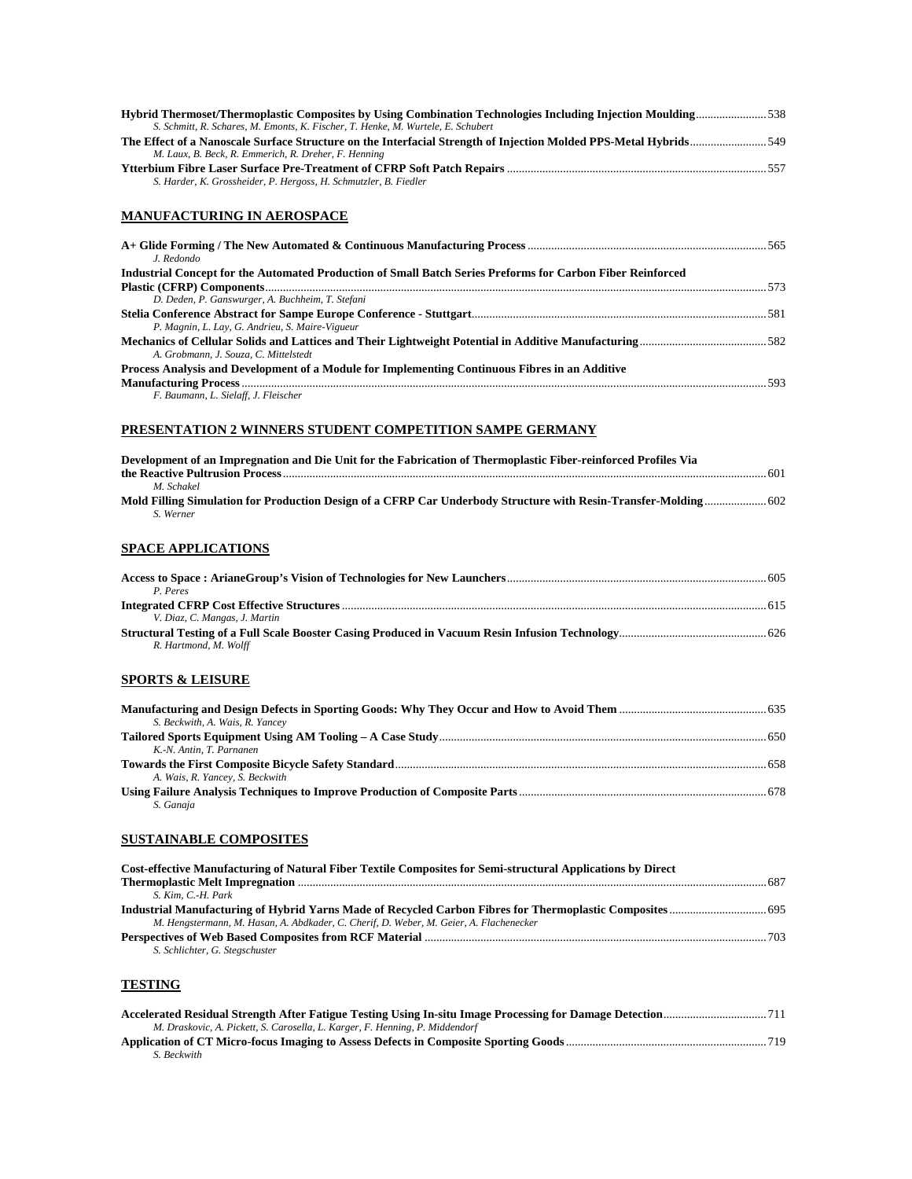**Hybrid Thermoset/Thermoplastic Composites by Using Combination Technologies Including Injection Moulding** ........................ 538
*S. Schmitt, R. Schares, M. Emonts, K. Fischer, T. Henke, M. Wurtele, E. Schubert*

**The Effect of a Nanoscale Surface Structure on the Interfacial Strength of Injection Molded PPS-Metal Hybrids** .......................... 549
*M. Laux, B. Beck, R. Emmerich, R. Dreher, F. Henning*

**Ytterbium Fibre Laser Surface Pre-Treatment of CFRP Soft Patch Repairs** ....................................................................................... 557
*S. Harder, K. Grossheider, P. Hergoss, H. Schmutzler, B. Fiedler*

## MANUFACTURING IN AEROSPACE

**A+ Glide Forming / The New Automated & Continuous Manufacturing Process** ................................................................................. 565
*J. Redondo*

**Industrial Concept for the Automated Production of Small Batch Series Preforms for Carbon Fiber Reinforced Plastic (CFRP) Components** ........................................................................................................................................................ 573
*D. Deden, P. Ganswurger, A. Buchheim, T. Stefani*

**Stelia Conference Abstract for Sampe Europe Conference - Stuttgart** ................................................................................................... 581
*P. Magnin, L. Lay, G. Andrieu, S. Maire-Vigueur*

**Mechanics of Cellular Solids and Lattices and Their Lightweight Potential in Additive Manufacturing** .......................................... 582
*A. Grobmann, J. Souza, C. Mittelstedt*

**Process Analysis and Development of a Module for Implementing Continuous Fibres in an Additive Manufacturing Process** .................................................................................................................................................................... 593
*F. Baumann, L. Sielaff, J. Fleischer*

## PRESENTATION 2 WINNERS STUDENT COMPETITION SAMPE GERMANY

**Development of an Impregnation and Die Unit for the Fabrication of Thermoplastic Fiber-reinforced Profiles Via the Reactive Pultrusion Process** .................................................................................................................................................. 601
*M. Schakel*

**Mold Filling Simulation for Production Design of a CFRP Car Underbody Structure with Resin-Transfer-Molding** ..................... 602
*S. Werner*

## SPACE APPLICATIONS

**Access to Space : ArianeGroup's Vision of Technologies for New Launchers** ....................................................................................... 605
*P. Peres*

**Integrated CFRP Cost Effective Structures** .............................................................................................................................................. 615
*V. Diaz, C. Mangas, J. Martin*

**Structural Testing of a Full Scale Booster Casing Produced in Vacuum Resin Infusion Technology** ................................................. 626
*R. Hartmond, M. Wolff*

## SPORTS & LEISURE

**Manufacturing and Design Defects in Sporting Goods: Why They Occur and How to Avoid Them** ................................................. 635
*S. Beckwith, A. Wais, R. Yancey*

**Tailored Sports Equipment Using AM Tooling – A Case Study** ............................................................................................................. 650
*K.-N. Antin, T. Parnanen*

**Towards the First Composite Bicycle Safety Standard** ............................................................................................................................ 658
*A. Wais, R. Yancey, S. Beckwith*

**Using Failure Analysis Techniques to Improve Production of Composite Parts** .................................................................................. 678
*S. Ganaja*

## SUSTAINABLE COMPOSITES

**Cost-effective Manufacturing of Natural Fiber Textile Composites for Semi-structural Applications by Direct Thermoplastic Melt Impregnation** ................................................................................................................................................ 687
*S. Kim, C.-H. Park*

**Industrial Manufacturing of Hybrid Yarns Made of Recycled Carbon Fibres for Thermoplastic Composites** ................................ 695
*M. Hengstermann, M. Hasan, A. Abdkader, C. Cherif, D. Weber, M. Geier, A. Flachenecker*

**Perspectives of Web Based Composites from RCF Material** .................................................................................................................. 703
*S. Schlichter, G. Stegschuster*

## TESTING

**Accelerated Residual Strength After Fatigue Testing Using In-situ Image Processing for Damage Detection** .................................. 711
*M. Draskovic, A. Pickett, S. Carosella, L. Karger, F. Henning, P. Middendorf*

**Application of CT Micro-focus Imaging to Assess Defects in Composite Sporting Goods** .................................................................. 719
*S. Beckwith*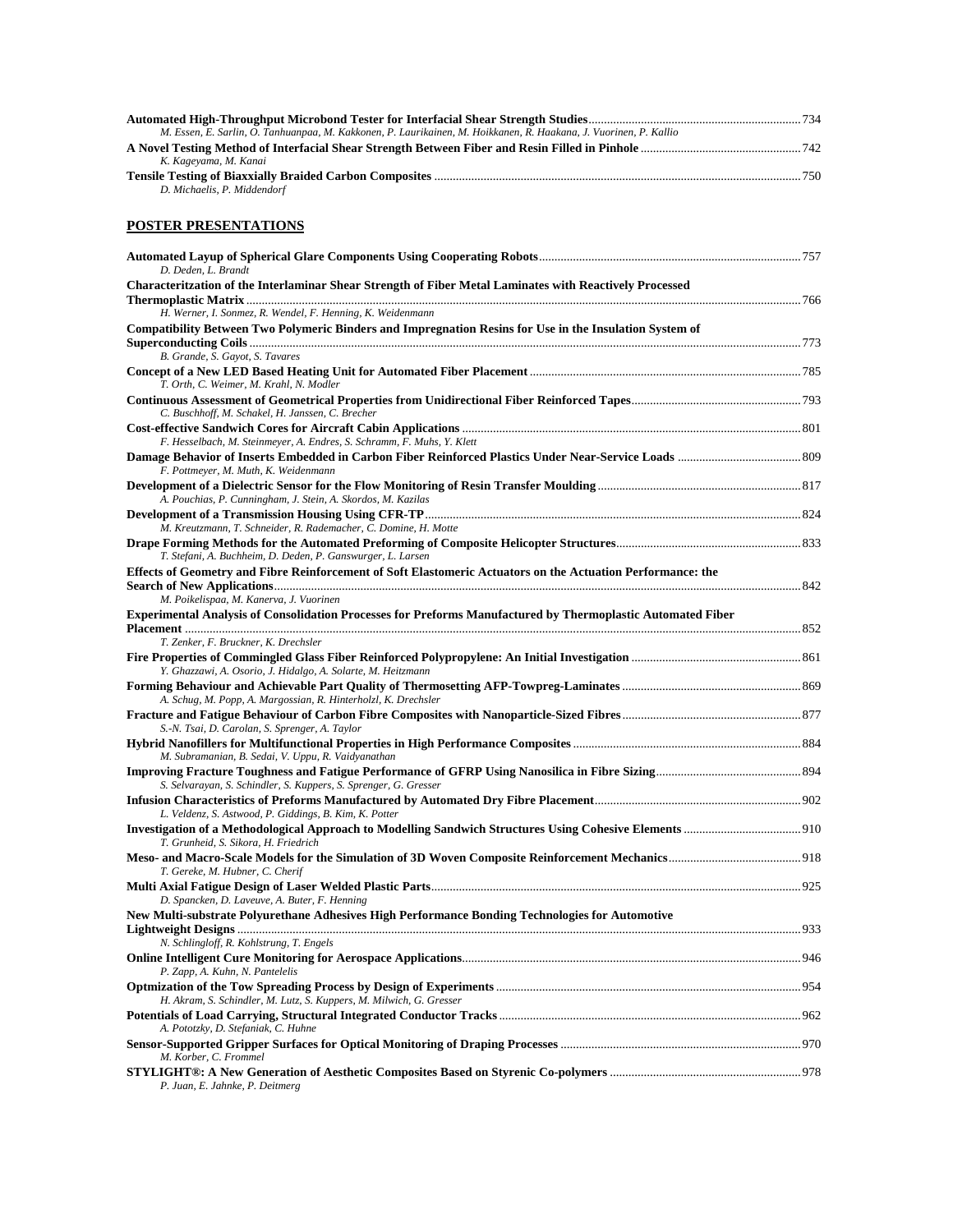**Automated High-Throughput Microbond Tester for Interfacial Shear Strength Studies** ........ 734
*M. Essen, E. Sarlin, O. Tanhuanpaa, M. Kakkonen, P. Laurikainen, M. Hoikkanen, R. Haakana, J. Vuorinen, P. Kallio*

**A Novel Testing Method of Interfacial Shear Strength Between Fiber and Resin Filled in Pinhole** ........ 742
*K. Kageyama, M. Kanai*

**Tensile Testing of Biaxxially Braided Carbon Composites** ........ 750
*D. Michaelis, P. Middendorf*

## POSTER PRESENTATIONS

**Automated Layup of Spherical Glare Components Using Cooperating Robots** ........ 757
*D. Deden, L. Brandt*

**Characteritzation of the Interlaminar Shear Strength of Fiber Metal Laminates with Reactively Processed Thermoplastic Matrix** ........ 766
*H. Werner, I. Sonmez, R. Wendel, F. Henning, K. Weidenmann*

**Compatibility Between Two Polymeric Binders and Impregnation Resins for Use in the Insulation System of Superconducting Coils** ........ 773
*B. Grande, S. Gayot, S. Tavares*

**Concept of a New LED Based Heating Unit for Automated Fiber Placement** ........ 785
*T. Orth, C. Weimer, M. Krahl, N. Modler*

**Continuous Assessment of Geometrical Properties from Unidirectional Fiber Reinforced Tapes** ........ 793
*C. Buschhoff, M. Schakel, H. Janssen, C. Brecher*

**Cost-effective Sandwich Cores for Aircraft Cabin Applications** ........ 801
*F. Hesselbach, M. Steinmeyer, A. Endres, S. Schramm, F. Muhs, Y. Klett*

**Damage Behavior of Inserts Embedded in Carbon Fiber Reinforced Plastics Under Near-Service Loads** ........ 809
*F. Pottmeyer, M. Muth, K. Weidenmann*

**Development of a Dielectric Sensor for the Flow Monitoring of Resin Transfer Moulding** ........ 817
*A. Pouchias, P. Cunningham, J. Stein, A. Skordos, M. Kazilas*

**Development of a Transmission Housing Using CFR-TP** ........ 824
*M. Kreutzmann, T. Schneider, R. Rademacher, C. Domine, H. Motte*

**Drape Forming Methods for the Automated Preforming of Composite Helicopter Structures** ........ 833
*T. Stefani, A. Buchheim, D. Deden, P. Ganswurger, L. Larsen*

**Effects of Geometry and Fibre Reinforcement of Soft Elastomeric Actuators on the Actuation Performance: the Search of New Applications** ........ 842
*M. Poikelispaa, M. Kanerva, J. Vuorinen*

**Experimental Analysis of Consolidation Processes for Preforms Manufactured by Thermoplastic Automated Fiber Placement** ........ 852
*T. Zenker, F. Bruckner, K. Drechsler*

**Fire Properties of Commingled Glass Fiber Reinforced Polypropylene: An Initial Investigation** ........ 861
*Y. Ghazzawi, A. Osorio, J. Hidalgo, A. Solarte, M. Heitzmann*

**Forming Behaviour and Achievable Part Quality of Thermosetting AFP-Towpreg-Laminates** ........ 869
*A. Schug, M. Popp, A. Margossian, R. Hinterholzl, K. Drechsler*

**Fracture and Fatigue Behaviour of Carbon Fibre Composites with Nanoparticle-Sized Fibres** ........ 877
*S.-N. Tsai, D. Carolan, S. Sprenger, A. Taylor*

**Hybrid Nanofillers for Multifunctional Properties in High Performance Composites** ........ 884
*M. Subramanian, B. Sedai, V. Uppu, R. Vaidyanathan*

**Improving Fracture Toughness and Fatigue Performance of GFRP Using Nanosilica in Fibre Sizing** ........ 894
*S. Selvarayan, S. Schindler, S. Kuppers, S. Sprenger, G. Gresser*

**Infusion Characteristics of Preforms Manufactured by Automated Dry Fibre Placement** ........ 902
*L. Veldenz, S. Astwood, P. Giddings, B. Kim, K. Potter*

**Investigation of a Methodological Approach to Modelling Sandwich Structures Using Cohesive Elements** ........ 910
*T. Grunheid, S. Sikora, H. Friedrich*

**Meso- and Macro-Scale Models for the Simulation of 3D Woven Composite Reinforcement Mechanics** ........ 918
*T. Gereke, M. Hubner, C. Cherif*

**Multi Axial Fatigue Design of Laser Welded Plastic Parts** ........ 925
*D. Spancken, D. Laveuve, A. Buter, F. Henning*

**New Multi-substrate Polyurethane Adhesives High Performance Bonding Technologies for Automotive Lightweight Designs** ........ 933
*N. Schlingloff, R. Kohlstrung, T. Engels*

**Online Intelligent Cure Monitoring for Aerospace Applications** ........ 946
*P. Zapp, A. Kuhn, N. Pantelelis*

**Optmization of the Tow Spreading Process by Design of Experiments** ........ 954
*H. Akram, S. Schindler, M. Lutz, S. Kuppers, M. Milwich, G. Gresser*

**Potentials of Load Carrying, Structural Integrated Conductor Tracks** ........ 962
*A. Pototzky, D. Stefaniak, C. Huhne*

**Sensor-Supported Gripper Surfaces for Optical Monitoring of Draping Processes** ........ 970
*M. Korber, C. Frommel*

**STYLIGHT®: A New Generation of Aesthetic Composites Based on Styrenic Co-polymers** ........ 978
*P. Juan, E. Jahnke, P. Deitmerg*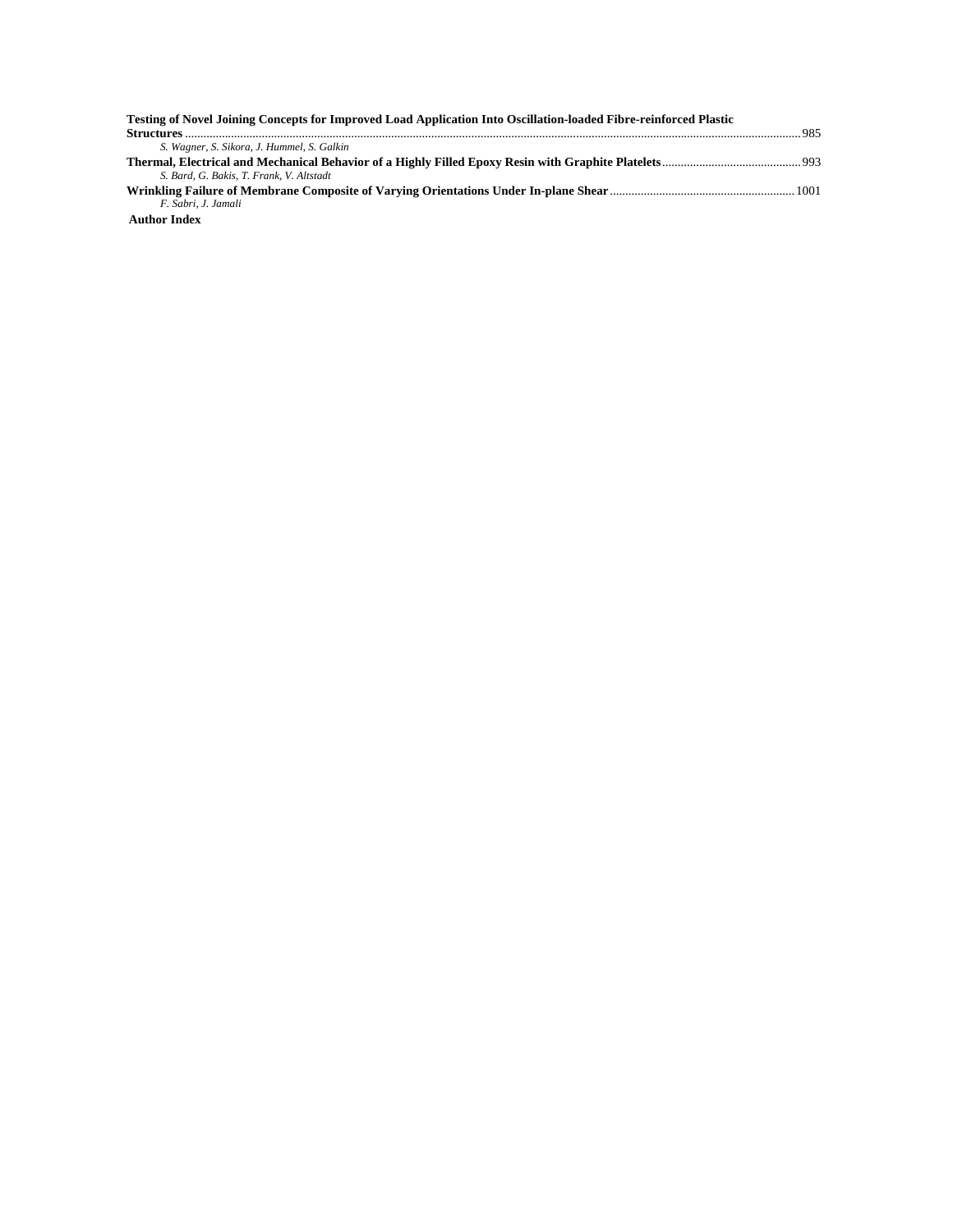**Testing of Novel Joining Concepts for Improved Load Application Into Oscillation-loaded Fibre-reinforced Plastic Structures** ........ 985
*S. Wagner, S. Sikora, J. Hummel, S. Galkin*

**Thermal, Electrical and Mechanical Behavior of a Highly Filled Epoxy Resin with Graphite Platelets** ........ 993
*S. Bard, G. Bakis, T. Frank, V. Altstadt*

**Wrinkling Failure of Membrane Composite of Varying Orientations Under In-plane Shear** ........ 1001
*F. Sabri, J. Jamali*

**Author Index**